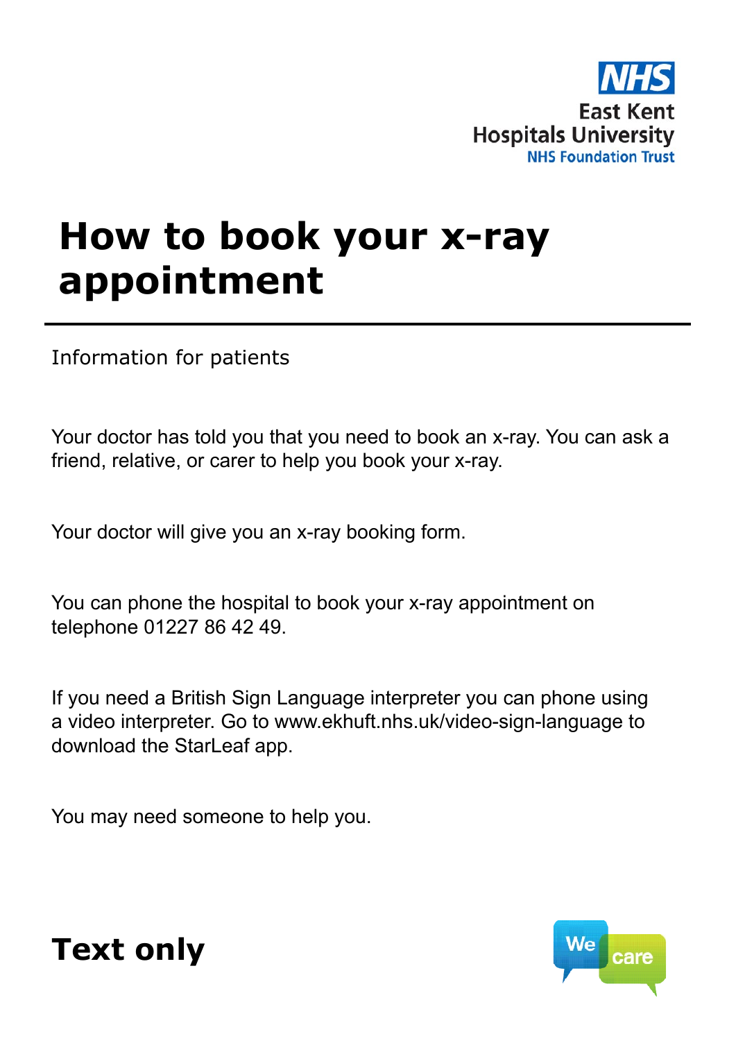East Kent Hospitals University NHS Foundation Trust

# How to book your x-ray appointment

Information for patients

Your doctor has told you that you need to book an x-ray. You can ask a friend, relative, or carer to help you book your x-ray.

Your doctor will give you an x-ray booking form.

You can phone the hospital to book your x-ray appointment on telephone 01227 86 42 49.

If you need a British Sign Language interpreter you can phone using a video interpreter. Go to www.ekhuft.nhs.uk/video-sign-language to download the StarLeaf app.

You may need someone to help you.

## Text only

We care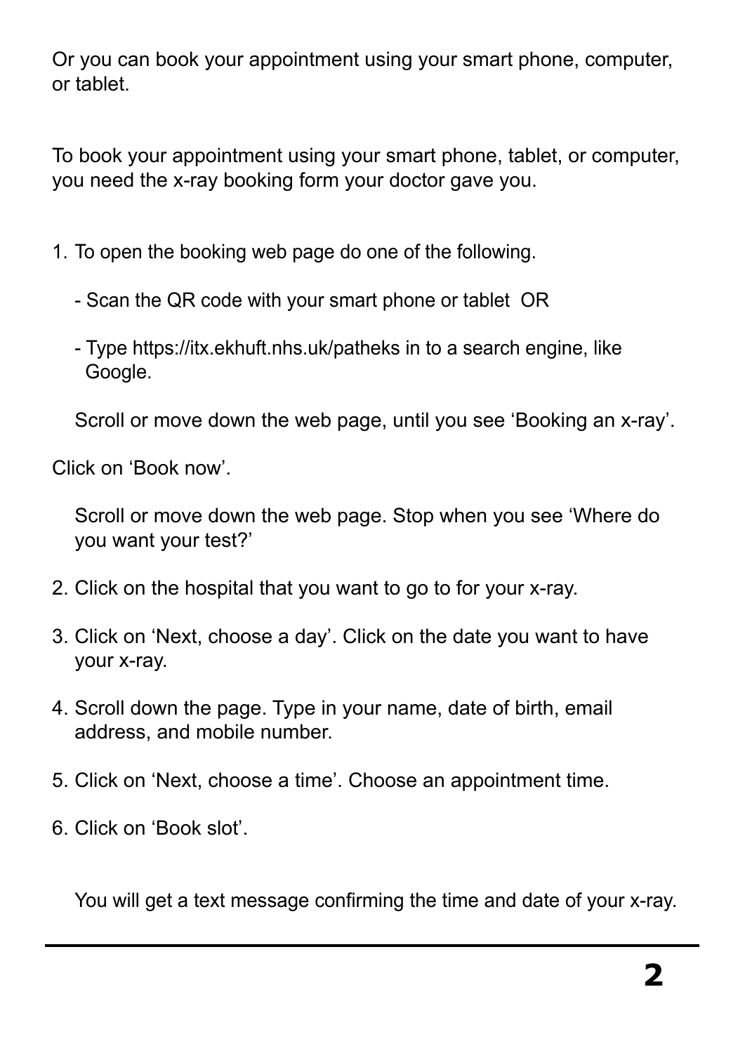Or you can book your appointment using your smart phone, computer, or tablet.

To book your appointment using your smart phone, tablet, or computer, you need the x-ray booking form your doctor gave you.

1. To open the booking web page do one of the following.

   - Scan the QR code with your smart phone or tablet OR

   - Type https://itx.ekhuft.nhs.uk/patheks in to a search engine, like Google.

   Scroll or move down the web page, until you see 'Booking an x-ray'.

Click on 'Book now'.

   Scroll or move down the web page. Stop when you see 'Where do you want your test?'

2. Click on the hospital that you want to go to for your x-ray.

3. Click on 'Next, choose a day'. Click on the date you want to have your x-ray.

4. Scroll down the page. Type in your name, date of birth, email address, and mobile number.

5. Click on 'Next, choose a time'. Choose an appointment time.

6. Click on 'Book slot'.

   You will get a text message confirming the time and date of your x-ray.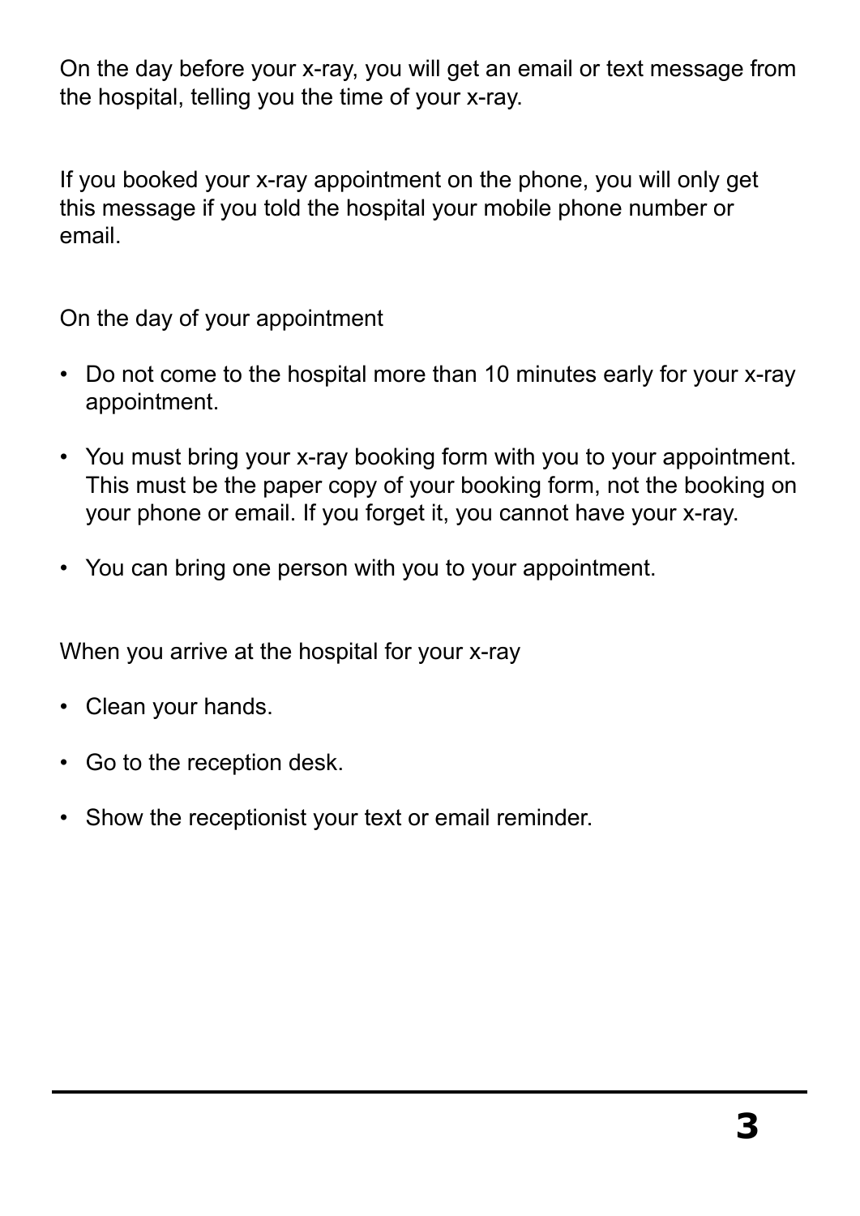On the day before your x-ray, you will get an email or text message from the hospital, telling you the time of your x-ray.

If you booked your x-ray appointment on the phone, you will only get this message if you told the hospital your mobile phone number or email.

On the day of your appointment

- Do not come to the hospital more than 10 minutes early for your x-ray appointment.
- You must bring your x-ray booking form with you to your appointment. This must be the paper copy of your booking form, not the booking on your phone or email. If you forget it, you cannot have your x-ray.
- You can bring one person with you to your appointment.

When you arrive at the hospital for your x-ray

- Clean your hands.
- Go to the reception desk.
- Show the receptionist your text or email reminder.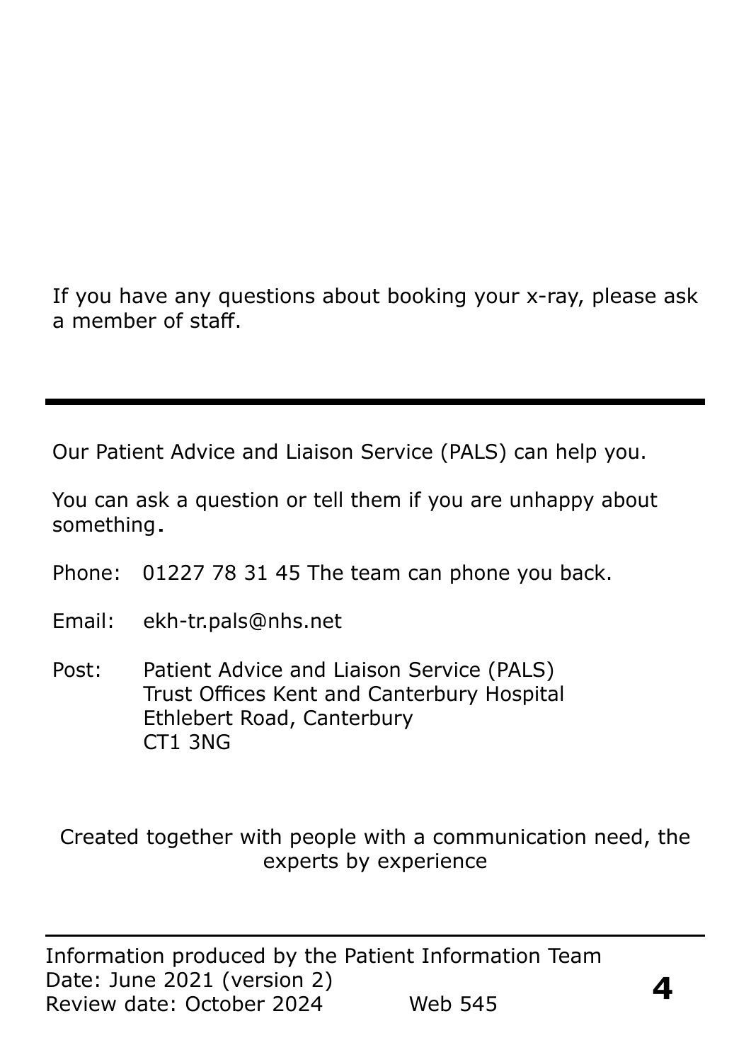If you have any questions about booking your x-ray, please ask a member of staff.

---

Our Patient Advice and Liaison Service (PALS) can help you.

You can ask a question or tell them if you are unhappy about something.

Phone: 01227 78 31 45 The team can phone you back.

Email: ekh-tr.pals@nhs.net

Post: Patient Advice and Liaison Service (PALS)
Trust Offices Kent and Canterbury Hospital
Ethlebert Road, Canterbury
CT1 3NG

Created together with people with a communication need, the experts by experience

---

Information produced by the Patient Information Team
Date: June 2021 (version 2)
Review date: October 2024 Web 545